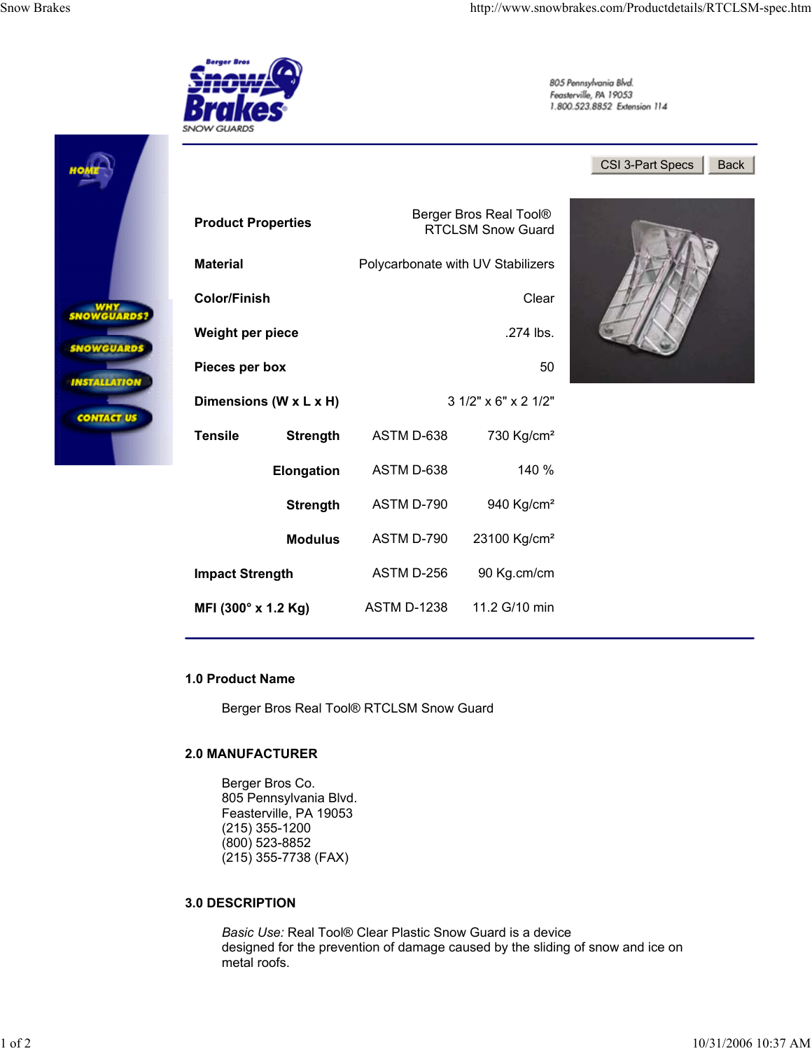805 Pennsylvania Blvd.
Feasterville, PA 19053
1.800.523.8852 Extension 114

CSI 3-Part Specs | Back

| Product Properties | | | Berger Bros Real Tool® RTCLSM Snow Guard |
|---|---|---|---|
| Material | | | Polycarbonate with UV Stabilizers |
| Color/Finish | | | Clear |
| Weight per piece | | | .274 lbs. |
| Pieces per box | | | 50 |
| Dimensions (W x L x H) | | | 3 1/2" x 6" x 2 1/2" |
| Tensile | Strength | ASTM D-638 | 730 Kg/cm² |
| | Elongation | ASTM D-638 | 140 % |
| | Strength | ASTM D-790 | 940 Kg/cm² |
| | Modulus | ASTM D-790 | 23100 Kg/cm² |
| Impact Strength | | ASTM D-256 | 90 Kg.cm/cm |
| MFI (300° x 1.2 Kg) | | ASTM D-1238 | 11.2 G/10 min |

### 1.0 Product Name

Berger Bros Real Tool® RTCLSM Snow Guard

### 2.0 MANUFACTURER

Berger Bros Co.
805 Pennsylvania Blvd.
Feasterville, PA 19053
(215) 355-1200
(800) 523-8852
(215) 355-7738 (FAX)

### 3.0 DESCRIPTION

*Basic Use:* Real Tool® Clear Plastic Snow Guard is a device designed for the prevention of damage caused by the sliding of snow and ice on metal roofs.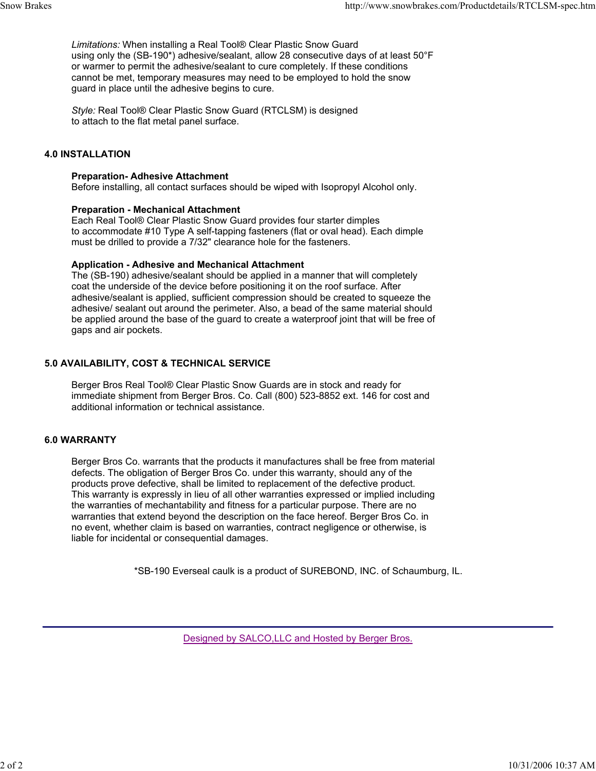*Limitations:* When installing a Real Tool® Clear Plastic Snow Guard using only the (SB-190*) adhesive/sealant, allow 28 consecutive days of at least 50°F or warmer to permit the adhesive/sealant to cure completely. If these conditions cannot be met, temporary measures may need to be employed to hold the snow guard in place until the adhesive begins to cure.

*Style:* Real Tool® Clear Plastic Snow Guard (RTCLSM) is designed to attach to the flat metal panel surface.

## 4.0 INSTALLATION

**Preparation- Adhesive Attachment**
Before installing, all contact surfaces should be wiped with Isopropyl Alcohol only.

**Preparation - Mechanical Attachment**
Each Real Tool® Clear Plastic Snow Guard provides four starter dimples to accommodate #10 Type A self-tapping fasteners (flat or oval head). Each dimple must be drilled to provide a 7/32" clearance hole for the fasteners.

**Application - Adhesive and Mechanical Attachment**
The (SB-190) adhesive/sealant should be applied in a manner that will completely coat the underside of the device before positioning it on the roof surface. After adhesive/sealant is applied, sufficient compression should be created to squeeze the adhesive/ sealant out around the perimeter. Also, a bead of the same material should be applied around the base of the guard to create a waterproof joint that will be free of gaps and air pockets.

## 5.0 AVAILABILITY, COST & TECHNICAL SERVICE

Berger Bros Real Tool® Clear Plastic Snow Guards are in stock and ready for immediate shipment from Berger Bros. Co. Call (800) 523-8852 ext. 146 for cost and additional information or technical assistance.

## 6.0 WARRANTY

Berger Bros Co. warrants that the products it manufactures shall be free from material defects. The obligation of Berger Bros Co. under this warranty, should any of the products prove defective, shall be limited to replacement of the defective product. This warranty is expressly in lieu of all other warranties expressed or implied including the warranties of mechantability and fitness for a particular purpose. There are no warranties that extend beyond the description on the face hereof. Berger Bros Co. in no event, whether claim is based on warranties, contract negligence or otherwise, is liable for incidental or consequential damages.

*SB-190 Everseal caulk is a product of SUREBOND, INC. of Schaumburg, IL.

---

Designed by SALCO,LLC and Hosted by Berger Bros.